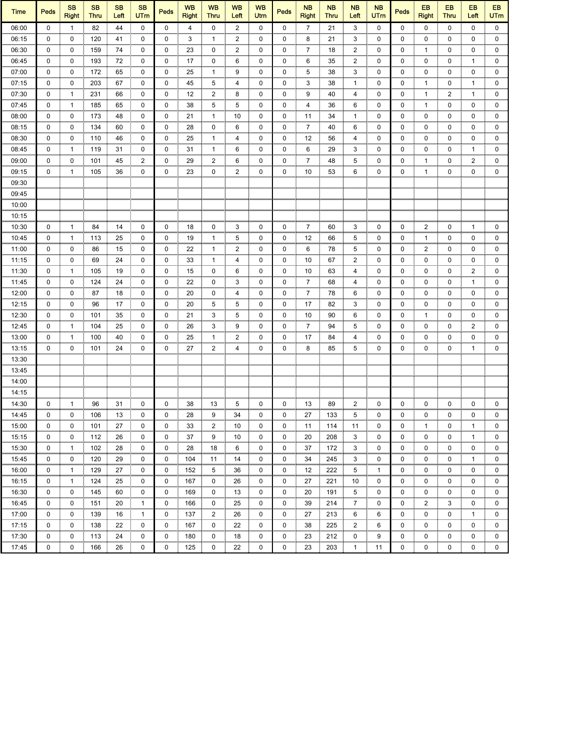| Time | Peds | SB Right | SB Thru | SB Left | SB UTrn | Peds | WB Right | WB Thru | WB Left | WB Utrn | Peds | NB Right | NB Thru | NB Left | NB UTrn | Peds | EB Right | EB Thru | EB Left | EB UTrn |
|---|---|---|---|---|---|---|---|---|---|---|---|---|---|---|---|---|---|---|---|---|
| 06:00 | 0 | 1 | 82 | 44 | 0 | 0 | 4 | 0 | 2 | 0 | 0 | 7 | 21 | 3 | 0 | 0 | 0 | 0 | 0 | 0 |
| 06:15 | 0 | 0 | 120 | 41 | 0 | 0 | 3 | 1 | 2 | 0 | 0 | 8 | 21 | 3 | 0 | 0 | 0 | 0 | 0 | 0 |
| 06:30 | 0 | 0 | 159 | 74 | 0 | 0 | 23 | 0 | 2 | 0 | 0 | 7 | 18 | 2 | 0 | 0 | 1 | 0 | 0 | 0 |
| 06:45 | 0 | 0 | 193 | 72 | 0 | 0 | 17 | 0 | 6 | 0 | 0 | 6 | 35 | 2 | 0 | 0 | 0 | 0 | 1 | 0 |
| 07:00 | 0 | 0 | 172 | 65 | 0 | 0 | 25 | 1 | 9 | 0 | 0 | 5 | 38 | 3 | 0 | 0 | 0 | 0 | 0 | 0 |
| 07:15 | 0 | 0 | 203 | 67 | 0 | 0 | 45 | 5 | 4 | 0 | 0 | 3 | 38 | 1 | 0 | 0 | 1 | 0 | 1 | 0 |
| 07:30 | 0 | 1 | 231 | 66 | 0 | 0 | 12 | 2 | 8 | 0 | 0 | 9 | 40 | 4 | 0 | 0 | 1 | 2 | 1 | 0 |
| 07:45 | 0 | 1 | 185 | 65 | 0 | 0 | 38 | 5 | 5 | 0 | 0 | 4 | 36 | 6 | 0 | 0 | 1 | 0 | 0 | 0 |
| 08:00 | 0 | 0 | 173 | 48 | 0 | 0 | 21 | 1 | 10 | 0 | 0 | 11 | 34 | 1 | 0 | 0 | 0 | 0 | 0 | 0 |
| 08:15 | 0 | 0 | 134 | 60 | 0 | 0 | 28 | 0 | 6 | 0 | 0 | 7 | 40 | 6 | 0 | 0 | 0 | 0 | 0 | 0 |
| 08:30 | 0 | 0 | 110 | 46 | 0 | 0 | 25 | 1 | 4 | 0 | 0 | 12 | 56 | 4 | 0 | 0 | 0 | 0 | 0 | 0 |
| 08:45 | 0 | 1 | 119 | 31 | 0 | 0 | 31 | 1 | 6 | 0 | 0 | 6 | 29 | 3 | 0 | 0 | 0 | 0 | 1 | 0 |
| 09:00 | 0 | 0 | 101 | 45 | 2 | 0 | 29 | 2 | 6 | 0 | 0 | 7 | 48 | 5 | 0 | 0 | 1 | 0 | 2 | 0 |
| 09:15 | 0 | 1 | 105 | 36 | 0 | 0 | 23 | 0 | 2 | 0 | 0 | 10 | 53 | 6 | 0 | 0 | 1 | 0 | 0 | 0 |
| 09:30 | | | | | | | | | | | | | | | | | | | | |
| 09:45 | | | | | | | | | | | | | | | | | | | | |
| 10:00 | | | | | | | | | | | | | | | | | | | | |
| 10:15 | | | | | | | | | | | | | | | | | | | | |
| 10:30 | 0 | 1 | 84 | 14 | 0 | 0 | 18 | 0 | 3 | 0 | 0 | 7 | 60 | 3 | 0 | 0 | 2 | 0 | 1 | 0 |
| 10:45 | 0 | 1 | 113 | 25 | 0 | 0 | 19 | 1 | 5 | 0 | 0 | 12 | 66 | 5 | 0 | 0 | 1 | 0 | 0 | 0 |
| 11:00 | 0 | 0 | 86 | 15 | 0 | 0 | 22 | 1 | 2 | 0 | 0 | 6 | 78 | 5 | 0 | 0 | 2 | 0 | 0 | 0 |
| 11:15 | 0 | 0 | 69 | 24 | 0 | 0 | 33 | 1 | 4 | 0 | 0 | 10 | 67 | 2 | 0 | 0 | 0 | 0 | 0 | 0 |
| 11:30 | 0 | 1 | 105 | 19 | 0 | 0 | 15 | 0 | 6 | 0 | 0 | 10 | 63 | 4 | 0 | 0 | 0 | 0 | 2 | 0 |
| 11:45 | 0 | 0 | 124 | 24 | 0 | 0 | 22 | 0 | 3 | 0 | 0 | 7 | 68 | 4 | 0 | 0 | 0 | 0 | 1 | 0 |
| 12:00 | 0 | 0 | 87 | 18 | 0 | 0 | 20 | 0 | 4 | 0 | 0 | 7 | 78 | 6 | 0 | 0 | 0 | 0 | 0 | 0 |
| 12:15 | 0 | 0 | 96 | 17 | 0 | 0 | 20 | 5 | 5 | 0 | 0 | 17 | 82 | 3 | 0 | 0 | 0 | 0 | 0 | 0 |
| 12:30 | 0 | 0 | 101 | 35 | 0 | 0 | 21 | 3 | 5 | 0 | 0 | 10 | 90 | 6 | 0 | 0 | 1 | 0 | 0 | 0 |
| 12:45 | 0 | 1 | 104 | 25 | 0 | 0 | 26 | 3 | 9 | 0 | 0 | 7 | 94 | 5 | 0 | 0 | 0 | 0 | 2 | 0 |
| 13:00 | 0 | 1 | 100 | 40 | 0 | 0 | 25 | 1 | 2 | 0 | 0 | 17 | 84 | 4 | 0 | 0 | 0 | 0 | 0 | 0 |
| 13:15 | 0 | 0 | 101 | 24 | 0 | 0 | 27 | 2 | 4 | 0 | 0 | 8 | 85 | 5 | 0 | 0 | 0 | 0 | 1 | 0 |
| 13:30 | | | | | | | | | | | | | | | | | | | | |
| 13:45 | | | | | | | | | | | | | | | | | | | | |
| 14:00 | | | | | | | | | | | | | | | | | | | | |
| 14:15 | | | | | | | | | | | | | | | | | | | | |
| 14:30 | 0 | 1 | 96 | 31 | 0 | 0 | 38 | 13 | 5 | 0 | 0 | 13 | 89 | 2 | 0 | 0 | 0 | 0 | 0 | 0 |
| 14:45 | 0 | 0 | 106 | 13 | 0 | 0 | 28 | 9 | 34 | 0 | 0 | 27 | 133 | 5 | 0 | 0 | 0 | 0 | 0 | 0 |
| 15:00 | 0 | 0 | 101 | 27 | 0 | 0 | 33 | 2 | 10 | 0 | 0 | 11 | 114 | 11 | 0 | 0 | 1 | 0 | 1 | 0 |
| 15:15 | 0 | 0 | 112 | 26 | 0 | 0 | 37 | 9 | 10 | 0 | 0 | 20 | 208 | 3 | 0 | 0 | 0 | 0 | 1 | 0 |
| 15:30 | 0 | 1 | 102 | 28 | 0 | 0 | 28 | 18 | 6 | 0 | 0 | 37 | 172 | 3 | 0 | 0 | 0 | 0 | 0 | 0 |
| 15:45 | 0 | 0 | 120 | 29 | 0 | 0 | 104 | 11 | 14 | 0 | 0 | 34 | 245 | 3 | 0 | 0 | 0 | 0 | 1 | 0 |
| 16:00 | 0 | 1 | 129 | 27 | 0 | 0 | 152 | 5 | 36 | 0 | 0 | 12 | 222 | 5 | 1 | 0 | 0 | 0 | 0 | 0 |
| 16:15 | 0 | 1 | 124 | 25 | 0 | 0 | 167 | 0 | 26 | 0 | 0 | 27 | 221 | 10 | 0 | 0 | 0 | 0 | 0 | 0 |
| 16:30 | 0 | 0 | 145 | 60 | 0 | 0 | 169 | 0 | 13 | 0 | 0 | 20 | 191 | 5 | 0 | 0 | 0 | 0 | 0 | 0 |
| 16:45 | 0 | 0 | 151 | 20 | 1 | 0 | 166 | 0 | 25 | 0 | 0 | 39 | 214 | 7 | 0 | 0 | 2 | 3 | 0 | 0 |
| 17:00 | 0 | 0 | 139 | 16 | 1 | 0 | 137 | 2 | 26 | 0 | 0 | 27 | 213 | 6 | 6 | 0 | 0 | 0 | 1 | 0 |
| 17:15 | 0 | 0 | 138 | 22 | 0 | 0 | 167 | 0 | 22 | 0 | 0 | 38 | 225 | 2 | 6 | 0 | 0 | 0 | 0 | 0 |
| 17:30 | 0 | 0 | 113 | 24 | 0 | 0 | 180 | 0 | 18 | 0 | 0 | 23 | 212 | 0 | 9 | 0 | 0 | 0 | 0 | 0 |
| 17:45 | 0 | 0 | 166 | 26 | 0 | 0 | 125 | 0 | 22 | 0 | 0 | 23 | 203 | 1 | 11 | 0 | 0 | 0 | 0 | 0 |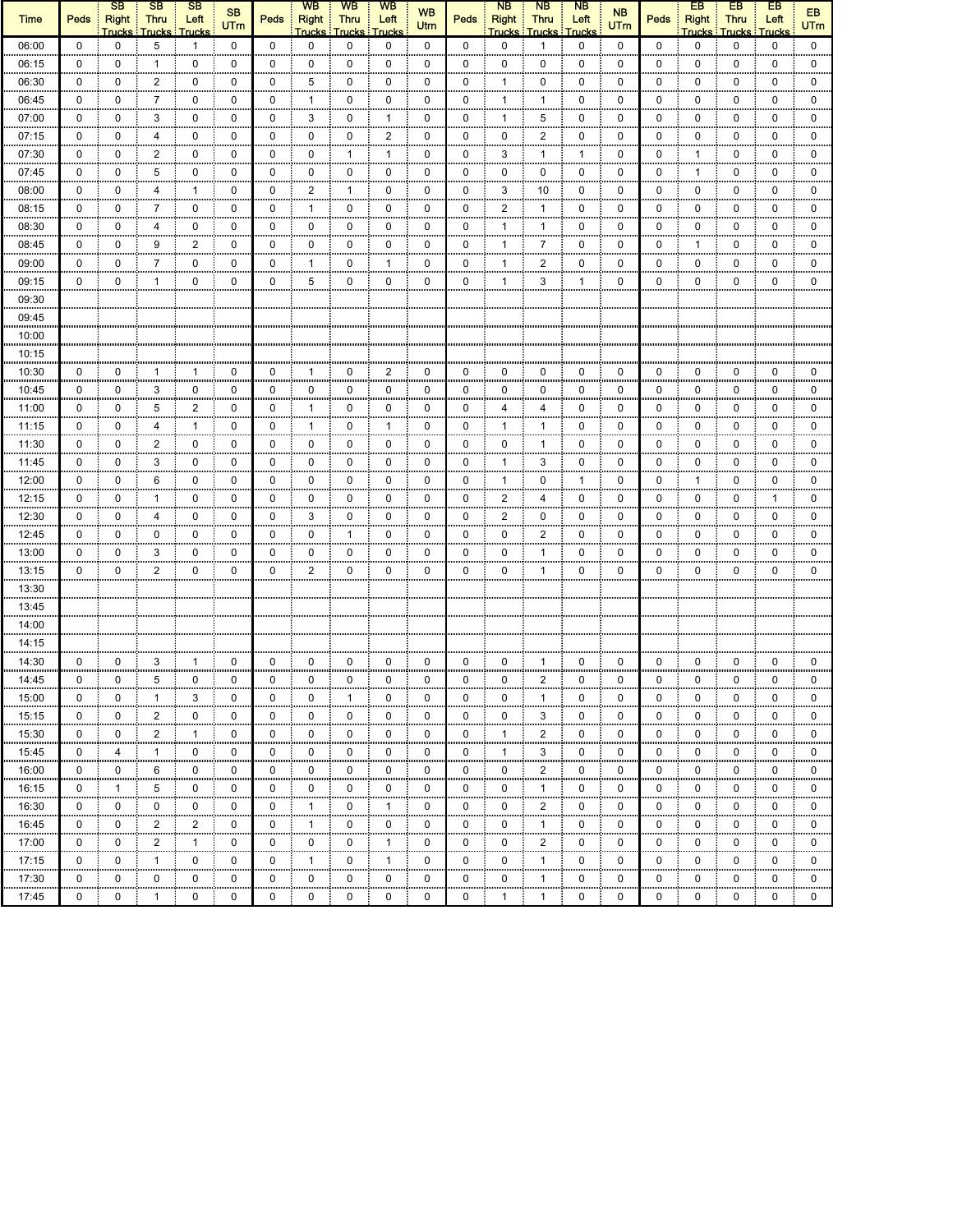| Time | Peds | SB Right Trucks | SB Thru Trucks | SB Left Trucks | SB UTrn | Peds | WB Right Trucks | WB Thru Trucks | WB Left Trucks | WB Utrn | Peds | NB Right Trucks | NB Thru Trucks | NB Left Trucks | NB UTrn | Peds | EB Right Trucks | EB Thru Trucks | EB Left Trucks | EB UTrn |
|---|---|---|---|---|---|---|---|---|---|---|---|---|---|---|---|---|---|---|---|---|
| 06:00 | 0 | 0 | 5 | 1 | 0 | 0 | 0 | 0 | 0 | 0 | 0 | 0 | 1 | 0 | 0 | 0 | 0 | 0 | 0 | 0 |
| 06:15 | 0 | 0 | 1 | 0 | 0 | 0 | 0 | 0 | 0 | 0 | 0 | 0 | 0 | 0 | 0 | 0 | 0 | 0 | 0 | 0 |
| 06:30 | 0 | 0 | 2 | 0 | 0 | 0 | 5 | 0 | 0 | 0 | 0 | 1 | 0 | 0 | 0 | 0 | 0 | 0 | 0 | 0 |
| 06:45 | 0 | 0 | 7 | 0 | 0 | 0 | 1 | 0 | 0 | 0 | 0 | 1 | 1 | 0 | 0 | 0 | 0 | 0 | 0 | 0 |
| 07:00 | 0 | 0 | 3 | 0 | 0 | 0 | 3 | 0 | 1 | 0 | 0 | 1 | 5 | 0 | 0 | 0 | 0 | 0 | 0 | 0 |
| 07:15 | 0 | 0 | 4 | 0 | 0 | 0 | 0 | 0 | 2 | 0 | 0 | 0 | 2 | 0 | 0 | 0 | 0 | 0 | 0 | 0 |
| 07:30 | 0 | 0 | 2 | 0 | 0 | 0 | 0 | 1 | 1 | 0 | 0 | 3 | 1 | 1 | 0 | 0 | 1 | 0 | 0 | 0 |
| 07:45 | 0 | 0 | 5 | 0 | 0 | 0 | 0 | 0 | 0 | 0 | 0 | 0 | 0 | 0 | 0 | 0 | 1 | 0 | 0 | 0 |
| 08:00 | 0 | 0 | 4 | 1 | 0 | 0 | 2 | 1 | 0 | 0 | 0 | 3 | 10 | 0 | 0 | 0 | 0 | 0 | 0 | 0 |
| 08:15 | 0 | 0 | 7 | 0 | 0 | 0 | 1 | 0 | 0 | 0 | 0 | 2 | 1 | 0 | 0 | 0 | 0 | 0 | 0 | 0 |
| 08:30 | 0 | 0 | 4 | 0 | 0 | 0 | 0 | 0 | 0 | 0 | 0 | 1 | 1 | 0 | 0 | 0 | 0 | 0 | 0 | 0 |
| 08:45 | 0 | 0 | 9 | 2 | 0 | 0 | 0 | 0 | 0 | 0 | 0 | 1 | 7 | 0 | 0 | 0 | 1 | 0 | 0 | 0 |
| 09:00 | 0 | 0 | 7 | 0 | 0 | 0 | 1 | 0 | 1 | 0 | 0 | 1 | 2 | 0 | 0 | 0 | 0 | 0 | 0 | 0 |
| 09:15 | 0 | 0 | 1 | 0 | 0 | 0 | 5 | 0 | 0 | 0 | 0 | 1 | 3 | 1 | 0 | 0 | 0 | 0 | 0 | 0 |
| 09:30 | | | | | | | | | | | | | | | | | | | | |
| 09:45 | | | | | | | | | | | | | | | | | | | | |
| 10:00 | | | | | | | | | | | | | | | | | | | | |
| 10:15 | | | | | | | | | | | | | | | | | | | | |
| 10:30 | 0 | 0 | 1 | 1 | 0 | 0 | 1 | 0 | 2 | 0 | 0 | 0 | 0 | 0 | 0 | 0 | 0 | 0 | 0 | 0 |
| 10:45 | 0 | 0 | 3 | 0 | 0 | 0 | 0 | 0 | 0 | 0 | 0 | 0 | 0 | 0 | 0 | 0 | 0 | 0 | 0 | 0 |
| 11:00 | 0 | 0 | 5 | 2 | 0 | 0 | 1 | 0 | 0 | 0 | 0 | 4 | 4 | 0 | 0 | 0 | 0 | 0 | 0 | 0 |
| 11:15 | 0 | 0 | 4 | 1 | 0 | 0 | 1 | 0 | 1 | 0 | 0 | 1 | 1 | 0 | 0 | 0 | 0 | 0 | 0 | 0 |
| 11:30 | 0 | 0 | 2 | 0 | 0 | 0 | 0 | 0 | 0 | 0 | 0 | 0 | 1 | 0 | 0 | 0 | 0 | 0 | 0 | 0 |
| 11:45 | 0 | 0 | 3 | 0 | 0 | 0 | 0 | 0 | 0 | 0 | 0 | 1 | 3 | 0 | 0 | 0 | 0 | 0 | 0 | 0 |
| 12:00 | 0 | 0 | 6 | 0 | 0 | 0 | 0 | 0 | 0 | 0 | 0 | 1 | 0 | 1 | 0 | 0 | 1 | 0 | 0 | 0 |
| 12:15 | 0 | 0 | 1 | 0 | 0 | 0 | 0 | 0 | 0 | 0 | 0 | 2 | 4 | 0 | 0 | 0 | 0 | 0 | 1 | 0 |
| 12:30 | 0 | 0 | 4 | 0 | 0 | 0 | 3 | 0 | 0 | 0 | 0 | 2 | 0 | 0 | 0 | 0 | 0 | 0 | 0 | 0 |
| 12:45 | 0 | 0 | 0 | 0 | 0 | 0 | 0 | 1 | 0 | 0 | 0 | 0 | 2 | 0 | 0 | 0 | 0 | 0 | 0 | 0 |
| 13:00 | 0 | 0 | 3 | 0 | 0 | 0 | 0 | 0 | 0 | 0 | 0 | 0 | 1 | 0 | 0 | 0 | 0 | 0 | 0 | 0 |
| 13:15 | 0 | 0 | 2 | 0 | 0 | 0 | 2 | 0 | 0 | 0 | 0 | 0 | 1 | 0 | 0 | 0 | 0 | 0 | 0 | 0 |
| 13:30 | | | | | | | | | | | | | | | | | | | | |
| 13:45 | | | | | | | | | | | | | | | | | | | | |
| 14:00 | | | | | | | | | | | | | | | | | | | | |
| 14:15 | | | | | | | | | | | | | | | | | | | | |
| 14:30 | 0 | 0 | 3 | 1 | 0 | 0 | 0 | 0 | 0 | 0 | 0 | 0 | 1 | 0 | 0 | 0 | 0 | 0 | 0 | 0 |
| 14:45 | 0 | 0 | 5 | 0 | 0 | 0 | 0 | 0 | 0 | 0 | 0 | 0 | 2 | 0 | 0 | 0 | 0 | 0 | 0 | 0 |
| 15:00 | 0 | 0 | 1 | 3 | 0 | 0 | 0 | 1 | 0 | 0 | 0 | 0 | 1 | 0 | 0 | 0 | 0 | 0 | 0 | 0 |
| 15:15 | 0 | 0 | 2 | 0 | 0 | 0 | 0 | 0 | 0 | 0 | 0 | 0 | 3 | 0 | 0 | 0 | 0 | 0 | 0 | 0 |
| 15:30 | 0 | 0 | 2 | 1 | 0 | 0 | 0 | 0 | 0 | 0 | 0 | 1 | 2 | 0 | 0 | 0 | 0 | 0 | 0 | 0 |
| 15:45 | 0 | 4 | 1 | 0 | 0 | 0 | 0 | 0 | 0 | 0 | 0 | 1 | 3 | 0 | 0 | 0 | 0 | 0 | 0 | 0 |
| 16:00 | 0 | 0 | 6 | 0 | 0 | 0 | 0 | 0 | 0 | 0 | 0 | 0 | 2 | 0 | 0 | 0 | 0 | 0 | 0 | 0 |
| 16:15 | 0 | 1 | 5 | 0 | 0 | 0 | 0 | 0 | 0 | 0 | 0 | 0 | 1 | 0 | 0 | 0 | 0 | 0 | 0 | 0 |
| 16:30 | 0 | 0 | 0 | 0 | 0 | 0 | 1 | 0 | 1 | 0 | 0 | 0 | 2 | 0 | 0 | 0 | 0 | 0 | 0 | 0 |
| 16:45 | 0 | 0 | 2 | 2 | 0 | 0 | 1 | 0 | 0 | 0 | 0 | 0 | 1 | 0 | 0 | 0 | 0 | 0 | 0 | 0 |
| 17:00 | 0 | 0 | 2 | 1 | 0 | 0 | 0 | 0 | 1 | 0 | 0 | 0 | 2 | 0 | 0 | 0 | 0 | 0 | 0 | 0 |
| 17:15 | 0 | 0 | 1 | 0 | 0 | 0 | 1 | 0 | 1 | 0 | 0 | 0 | 1 | 0 | 0 | 0 | 0 | 0 | 0 | 0 |
| 17:30 | 0 | 0 | 0 | 0 | 0 | 0 | 0 | 0 | 0 | 0 | 0 | 0 | 1 | 0 | 0 | 0 | 0 | 0 | 0 | 0 |
| 17:45 | 0 | 0 | 1 | 0 | 0 | 0 | 0 | 0 | 0 | 0 | 0 | 1 | 1 | 0 | 0 | 0 | 0 | 0 | 0 | 0 |